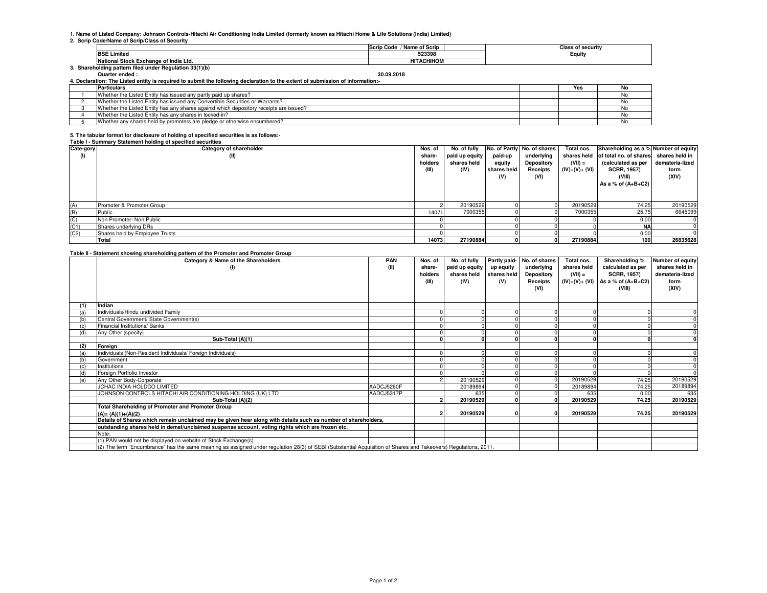1. Name of Listed Company: Johnson Controls-Hitachi Air Conditioning India Limited (formerly known as Hitachi Home & Life Solutions (India) Limited)

2. Scrip Code/Name of Scrip/Class of Security

| | Scrip Code / Name of Scrip | Class of security |
|---|---|---|
| BSE Limited | 523398 | Equity |
| National Stock Exchange of India Ltd. | HITACHIHOM | |

3. Shareholding pattern filed under Regulation 33(1)(b)

Quarter ended : 30.09.2018

4. Declaration: The Listed entity is required to submit the following declaration to the extent of submission of information:-

| | Particulars | Yes | No |
|---|---|---|---|
| 1 | Whether the Listed Entity has issued any partly paid up shares? | | No |
| 2 | Whether the Listed Entity has issued any Convertible Securities or Warrants? | | No |
| 3 | Whether the Listed Entity has any shares against which depository receipts are issued? | | No |
| 4 | Whether the Listed Entity has any shares in locked-in? | | No |
| 5 | Whether any shares held by promoters are pledge or otherwise encumbered? | | No |

5. The tabular format for disclosure of holding of specified securities is as follows:-

Table I - Summary Statement holding of specified securities

| Cate-gory (I) | Category of shareholder (II) | Nos. of share-holders (III) | No. of fully paid up equity shares held (IV) | No. of Partly paid-up equity shares held (V) | No. of shares underlying Depository Receipts (VI) | Total nos. shares held (VII) = (IV)+(V)+ (VI) | Shareholding as a % of total no. of shares (calculated as per SCRR, 1957) (VIII) As a % of (A+B+C2) | Number of equity shares held in demateria-lized form (XIV) |
|---|---|---|---|---|---|---|---|---|
| (A) | Promoter & Promoter Group | 2 | 20190529 | 0 | 0 | 20190529 | 74.25 | 20190529 |
| (B) | Public | 14071 | 7000355 | 0 | 0 | 7000355 | 25.75 | 6645099 |
| (C) | Non Promoter- Non Public | 0 | | 0 | 0 | 0 | 0.00 | 0 |
| (C1) | Shares underlying DRs | 0 | | 0 | 0 | 0 | NA | 0 |
| (C2) | Shares held by Employee Trusts | 0 | | 0 | 0 | 0 | 0.00 | 0 |
| | **Total** | **14073** | **27190884** | **0** | **0** | **27190884** | **100** | **26835628** |

Table II - Statement showing shareholding pattern of the Promoter and Promoter Group

| | Category & Name of the Shareholders (I) | PAN (II) | Nos. of share-holders (III) | No. of fully paid up equity shares held (IV) | Partly paid-up equity shares held (V) | No. of shares underlying Depository Receipts (VI) | Total nos. shares held (VII) = (IV)+(V)+ (VI) | Shareholding % calculated as per SCRR, 1957) As a % of (A+B+C2) (VIII) | Number of equity shares held in demateria-lized form (XIV) |
|---|---|---|---|---|---|---|---|---|---|
| **(1)** | **Indian** | | | | | | | | |
| (a) | Individuals/Hindu undivided Family | | 0 | 0 | 0 | 0 | 0 | 0 | 0 |
| (b) | Central Government/ State Government(s) | | 0 | 0 | 0 | 0 | 0 | 0 | 0 |
| (c) | Financial Institutions/ Banks | | 0 | 0 | 0 | 0 | 0 | 0 | 0 |
| (d) | Any Other (specify) | | 0 | 0 | 0 | 0 | 0 | 0 | 0 |
| | **Sub-Total (A)(1)** | | **0** | **0** | **0** | **0** | **0** | **0** | **0** |
| **(2)** | **Foreign** | | | | | | | | |
| (a) | Individuals (Non-Resident Individuals/ Foreign Individuals) | | 0 | 0 | 0 | 0 | 0 | 0 | 0 |
| (b) | Government | | 0 | 0 | 0 | 0 | 0 | 0 | 0 |
| (c) | Institutions | | 0 | 0 | 0 | 0 | 0 | 0 | 0 |
| (d) | Foreign Portfolio Investor | | 0 | 0 | 0 | 0 | 0 | 0 | 0 |
| (e) | Any Other Body-Corporate | | 2 | 20190529 | 0 | 0 | 20190529 | 74.25 | 20190529 |
| | JCHAC INDIA HOLDCO LIMITED | AADCJ5260F | | 20189894 | 0 | 0 | 20189894 | 74.25 | 20189894 |
| | JOHNSON CONTROLS HITACHI AIR CONDITIONING HOLDING (UK) LTD | AADCJ5317P | | 635 | 0 | 0 | 635 | 0.00 | 635 |
| | **Sub-Total (A)(2)** | | **2** | **20190529** | **0** | **0** | **20190529** | **74.25** | **20190529** |
| | **Total Shareholding of Promoter and Promoter Group (A)= (A)(1)+(A)(2)** | | **2** | **20190529** | **0** | **0** | **20190529** | **74.25** | **20190529** |
| | **Details of Shares which remain unclaimed may be given hear along with details such as number of shareholders, outstanding shares held in demat/unclaimed suspense account, voting rights which are frozen etc.** | | | | | | | | |
| | Note: | | | | | | | | |
| | (1) PAN would not be displayed on website of Stock Exchange(s). | | | | | | | | |
| | (2) The term "Encumbrance" has the same meaning as assigned under regulation 28(3) of SEBI (Substantial Acquisition of Shares and Takeovers) Regulations, 2011. | | | | | | | | |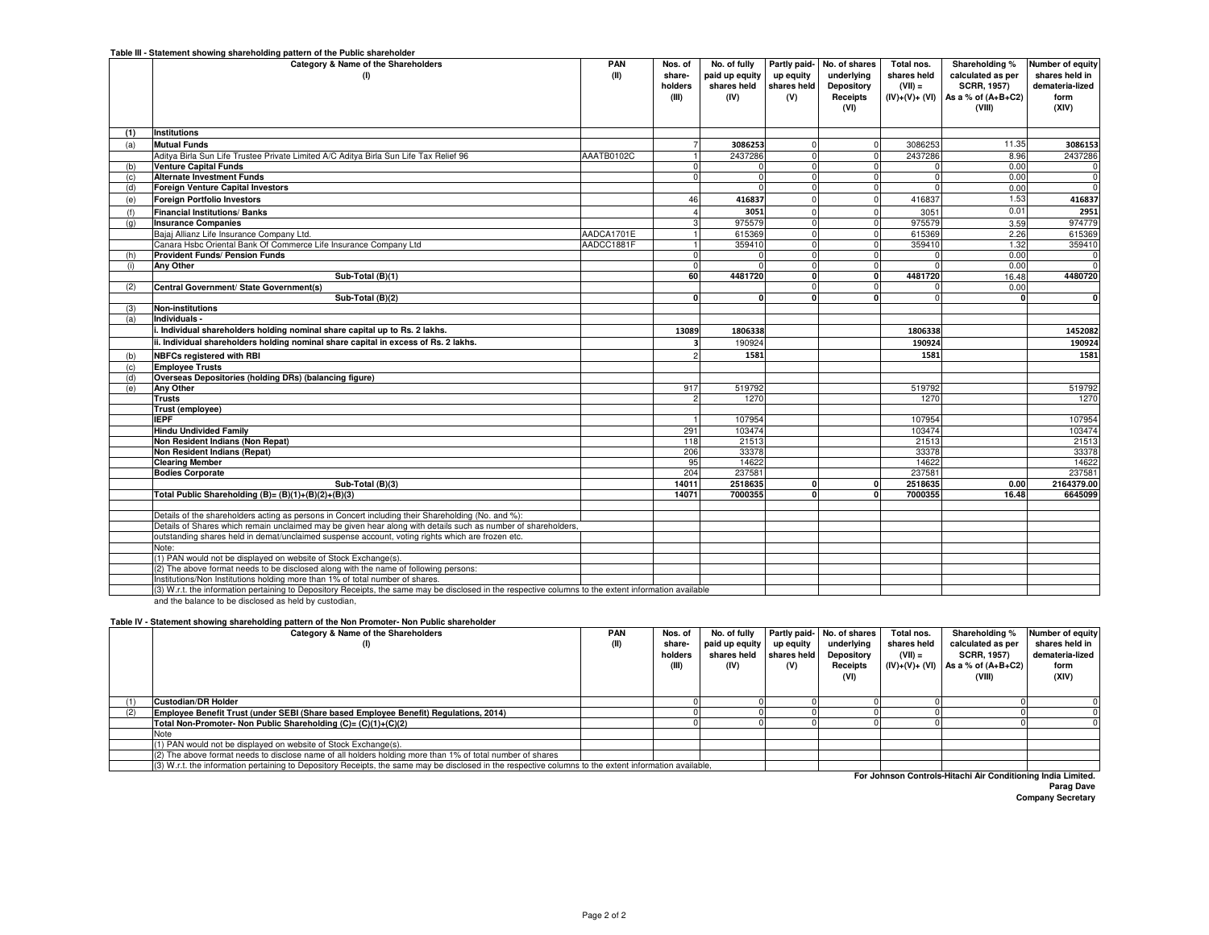**Table III - Statement showing shareholding pattern of the Public shareholder**

| | Category & Name of the Shareholders (I) | PAN (II) | Nos. of share-holders (III) | No. of fully paid up equity shares held (IV) | Partly paid-up equity shares held (V) | No. of shares underlying Depository Receipts (VI) | Total nos. shares held (VII) = (IV)+(V)+ (VI) | Shareholding % calculated as per SCRR, 1957) As a % of (A+B+C2) (VIII) | Number of equity shares held in demateria-lized form (XIV) |
|---|---|---|---|---|---|---|---|---|---|
| (1) | **Institutions** | | | | | | | | |
| (a) | **Mutual Funds** | | 7 | **3086253** | 0 | 0 | 3086253 | 11.35 | **3086153** |
| | Aditya Birla Sun Life Trustee Private Limited A/C Aditya Birla Sun Life Tax Relief 96 | AAATB0102C | 1 | 2437286 | 0 | 0 | 2437286 | 8.96 | 2437286 |
| (b) | **Venture Capital Funds** | | 0 | 0 | 0 | 0 | 0 | 0.00 | 0 |
| (c) | **Alternate Investment Funds** | | 0 | 0 | 0 | 0 | 0 | 0.00 | 0 |
| (d) | **Foreign Venture Capital Investors** | | | 0 | 0 | 0 | 0 | 0.00 | 0 |
| (e) | **Foreign Portfolio Investors** | | 46 | **416837** | 0 | 0 | 416837 | 1.53 | **416837** |
| (f) | **Financial Institutions/ Banks** | | 4 | **3051** | 0 | 0 | 3051 | 0.01 | **2951** |
| (g) | **Insurance Companies** | | 3 | 975579 | 0 | 0 | 975579 | 3.59 | 974779 |
| | Bajaj Allianz Life Insurance Company Ltd. | AADCA1701E | 1 | 615369 | 0 | 0 | 615369 | 2.26 | 615369 |
| | Canara Hsbc Oriental Bank Of Commerce Life Insurance Company Ltd | AADCC1881F | 1 | 359410 | 0 | 0 | 359410 | 1.32 | 359410 |
| (h) | **Provident Funds/ Pension Funds** | | 0 | 0 | 0 | 0 | 0 | 0.00 | 0 |
| (i) | **Any Other** | | 0 | 0 | 0 | 0 | 0 | 0.00 | 0 |
| | **Sub-Total (B)(1)** | | **60** | **4481720** | **0** | **0** | **4481720** | 16.48 | **4480720** |
| (2) | **Central Government/ State Government(s)** | | | | 0 | 0 | 0 | 0.00 | |
| | **Sub-Total (B)(2)** | | **0** | **0** | **0** | **0** | 0 | **0** | **0** |
| (3) | **Non-institutions** | | | | | | | | |
| (a) | **Individuals -** | | | | | | | | |
| | **i. Individual shareholders holding nominal share capital up to Rs. 2 lakhs.** | | **13089** | **1806338** | | | **1806338** | | **1452082** |
| | **ii. Individual shareholders holding nominal share capital in excess of Rs. 2 lakhs.** | | **3** | 190924 | | | **190924** | | **190924** |
| (b) | **NBFCs registered with RBI** | | 2 | **1581** | | | **1581** | | **1581** |
| (c) | **Employee Trusts** | | | | | | | | |
| (d) | **Overseas Depositories (holding DRs) (balancing figure)** | | | | | | | | |
| (e) | **Any Other** | | 917 | 519792 | | | 519792 | | 519792 |
| | **Trusts** | | 2 | 1270 | | | 1270 | | 1270 |
| | **Trust (employee)** | | | | | | | | |
| | **IEPF** | | 1 | 107954 | | | 107954 | | 107954 |
| | **Hindu Undivided Family** | | 291 | 103474 | | | 103474 | | 103474 |
| | **Non Resident Indians (Non Repat)** | | 118 | 21513 | | | 21513 | | 21513 |
| | **Non Resident Indians (Repat)** | | 206 | 33378 | | | 33378 | | 33378 |
| | **Clearing Member** | | 95 | 14622 | | | 14622 | | 14622 |
| | **Bodies Corporate** | | 204 | 237581 | | | 237581 | | 237581 |
| | **Sub-Total (B)(3)** | | **14011** | **2518635** | **0** | **0** | **2518635** | **0.00** | **2164379.00** |
| | **Total Public Shareholding (B)= (B)(1)+(B)(2)+(B)(3)** | | **14071** | **7000355** | **0** | **0** | **7000355** | **16.48** | **6645099** |

Details of the shareholders acting as persons in Concert including their Shareholding (No. and %):

Details of Shares which remain unclaimed may be given hear along with details such as number of shareholders, outstanding shares held in demat/unclaimed suspense account, voting rights which are frozen etc.

Note:

(1) PAN would not be displayed on website of Stock Exchange(s).

(2) The above format needs to be disclosed along with the name of following persons:
Institutions/Non Institutions holding more than 1% of total number of shares.

(3) W.r.t. the information pertaining to Depository Receipts, the same may be disclosed in the respective columns to the extent information available and the balance to be disclosed as held by custodian,

**Table IV - Statement showing shareholding pattern of the Non Promoter- Non Public shareholder**

| | Category & Name of the Shareholders (I) | PAN (II) | Nos. of share-holders (III) | No. of fully paid up equity shares held (IV) | Partly paid-up equity shares held (V) | No. of shares underlying Depository Receipts (VI) | Total nos. shares held (VII) = (IV)+(V)+ (VI) | Shareholding % calculated as per SCRR, 1957) As a % of (A+B+C2) (VIII) | Number of equity shares held in demateria-lized form (XIV) |
|---|---|---|---|---|---|---|---|---|---|
| (1) | **Custodian/DR Holder** | | 0 | 0 | 0 | 0 | 0 | 0 | 0 |
| (2) | **Employee Benefit Trust (under SEBI (Share based Employee Benefit) Regulations, 2014)** | | 0 | 0 | 0 | 0 | 0 | 0 | 0 |
| | **Total Non-Promoter- Non Public Shareholding (C)= (C)(1)+(C)(2)** | | 0 | 0 | 0 | 0 | 0 | 0 | 0 |

Note

(1) PAN would not be displayed on website of Stock Exchange(s).

(2) The above format needs to disclose name of all holders holding more than 1% of total number of shares

(3) W.r.t. the information pertaining to Depository Receipts, the same may be disclosed in the respective columns to the extent information available,

**For Johnson Controls-Hitachi Air Conditioning India Limited.**

**Parag Dave**

**Company Secretary**